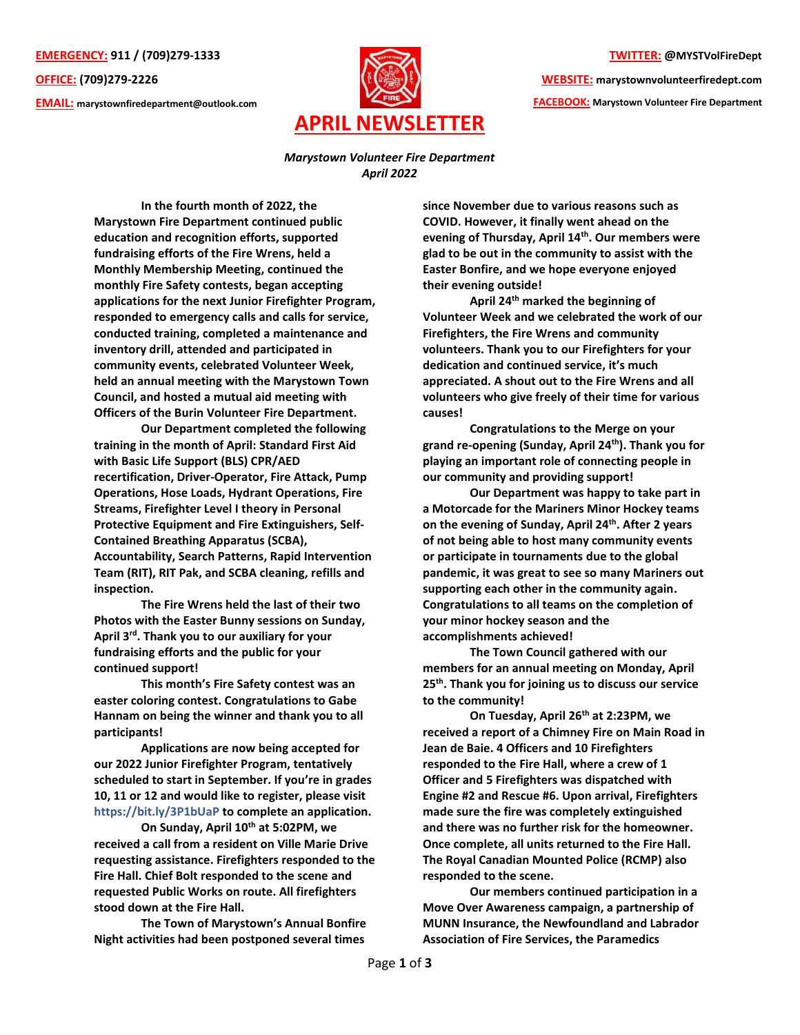**EMERGENCY:** 911 / (709)279-1333

**OFFICE:** (709)279-2226

**EMAIL:** marystownfiredepartment@outlook.com

**TWITTER:** @MYSTVolFireDept

**WEBSITE:** marystownvolunteerfiredept.com

**FACEBOOK:** Marystown Volunteer Fire Department

# APRIL NEWSLETTER

*Marystown Volunteer Fire Department*
*April 2022*

**In the fourth month of 2022, the Marystown Fire Department continued public education and recognition efforts, supported fundraising efforts of the Fire Wrens, held a Monthly Membership Meeting, continued the monthly Fire Safety contests, began accepting applications for the next Junior Firefighter Program, responded to emergency calls and calls for service, conducted training, completed a maintenance and inventory drill, attended and participated in community events, celebrated Volunteer Week, held an annual meeting with the Marystown Town Council, and hosted a mutual aid meeting with Officers of the Burin Volunteer Fire Department.**

**Our Department completed the following training in the month of April: Standard First Aid with Basic Life Support (BLS) CPR/AED recertification, Driver-Operator, Fire Attack, Pump Operations, Hose Loads, Hydrant Operations, Fire Streams, Firefighter Level I theory in Personal Protective Equipment and Fire Extinguishers, Self-Contained Breathing Apparatus (SCBA), Accountability, Search Patterns, Rapid Intervention Team (RIT), RIT Pak, and SCBA cleaning, refills and inspection.**

**The Fire Wrens held the last of their two Photos with the Easter Bunny sessions on Sunday, April 3rd. Thank you to our auxiliary for your fundraising efforts and the public for your continued support!**

**This month's Fire Safety contest was an easter coloring contest. Congratulations to Gabe Hannam on being the winner and thank you to all participants!**

**Applications are now being accepted for our 2022 Junior Firefighter Program, tentatively scheduled to start in September. If you're in grades 10, 11 or 12 and would like to register, please visit https://bit.ly/3P1bUaP to complete an application.**

**On Sunday, April 10th at 5:02PM, we received a call from a resident on Ville Marie Drive requesting assistance. Firefighters responded to the Fire Hall. Chief Bolt responded to the scene and requested Public Works on route. All firefighters stood down at the Fire Hall.**

**The Town of Marystown's Annual Bonfire Night activities had been postponed several times since November due to various reasons such as COVID. However, it finally went ahead on the evening of Thursday, April 14th. Our members were glad to be out in the community to assist with the Easter Bonfire, and we hope everyone enjoyed their evening outside!**

**April 24th marked the beginning of Volunteer Week and we celebrated the work of our Firefighters, the Fire Wrens and community volunteers. Thank you to our Firefighters for your dedication and continued service, it's much appreciated. A shout out to the Fire Wrens and all volunteers who give freely of their time for various causes!**

**Congratulations to the Merge on your grand re-opening (Sunday, April 24th). Thank you for playing an important role of connecting people in our community and providing support!**

**Our Department was happy to take part in a Motorcade for the Mariners Minor Hockey teams on the evening of Sunday, April 24th. After 2 years of not being able to host many community events or participate in tournaments due to the global pandemic, it was great to see so many Mariners out supporting each other in the community again. Congratulations to all teams on the completion of your minor hockey season and the accomplishments achieved!**

**The Town Council gathered with our members for an annual meeting on Monday, April 25th. Thank you for joining us to discuss our service to the community!**

**On Tuesday, April 26th at 2:23PM, we received a report of a Chimney Fire on Main Road in Jean de Baie. 4 Officers and 10 Firefighters responded to the Fire Hall, where a crew of 1 Officer and 5 Firefighters was dispatched with Engine #2 and Rescue #6. Upon arrival, Firefighters made sure the fire was completely extinguished and there was no further risk for the homeowner. Once complete, all units returned to the Fire Hall. The Royal Canadian Mounted Police (RCMP) also responded to the scene.**

**Our members continued participation in a Move Over Awareness campaign, a partnership of MUNN Insurance, the Newfoundland and Labrador Association of Fire Services, the Paramedics**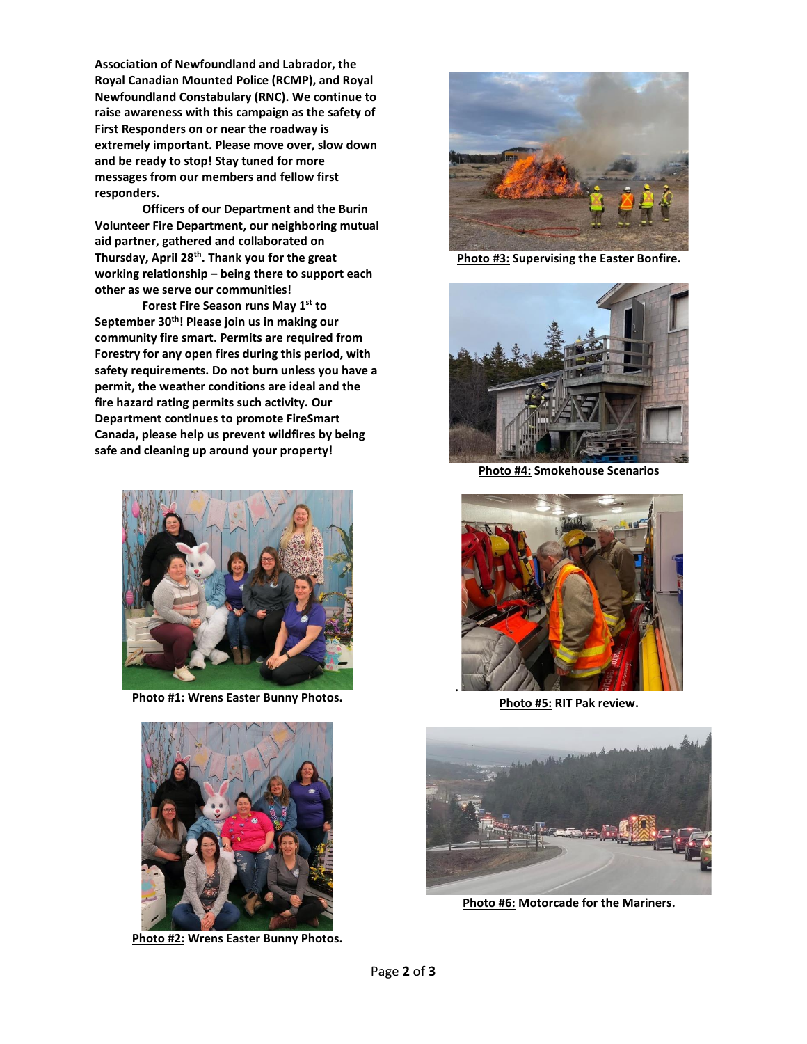**Association of Newfoundland and Labrador, the Royal Canadian Mounted Police (RCMP), and Royal Newfoundland Constabulary (RNC). We continue to raise awareness with this campaign as the safety of First Responders on or near the roadway is extremely important. Please move over, slow down and be ready to stop! Stay tuned for more messages from our members and fellow first responders.**

**Officers of our Department and the Burin Volunteer Fire Department, our neighboring mutual aid partner, gathered and collaborated on Thursday, April 28th. Thank you for the great working relationship – being there to support each other as we serve our communities!**

**Forest Fire Season runs May 1st to September 30th! Please join us in making our community fire smart. Permits are required from Forestry for any open fires during this period, with safety requirements. Do not burn unless you have a permit, the weather conditions are ideal and the fire hazard rating permits such activity. Our Department continues to promote FireSmart Canada, please help us prevent wildfires by being safe and cleaning up around your property!**

**Photo #1:** **Wrens Easter Bunny Photos.**

**Photo #2:** **Wrens Easter Bunny Photos.**

**Photo #3:** **Supervising the Easter Bonfire.**

**Photo #4:** **Smokehouse Scenarios**

**Photo #5:** **RIT Pak review.**

**Photo #6:** **Motorcade for the Mariners.**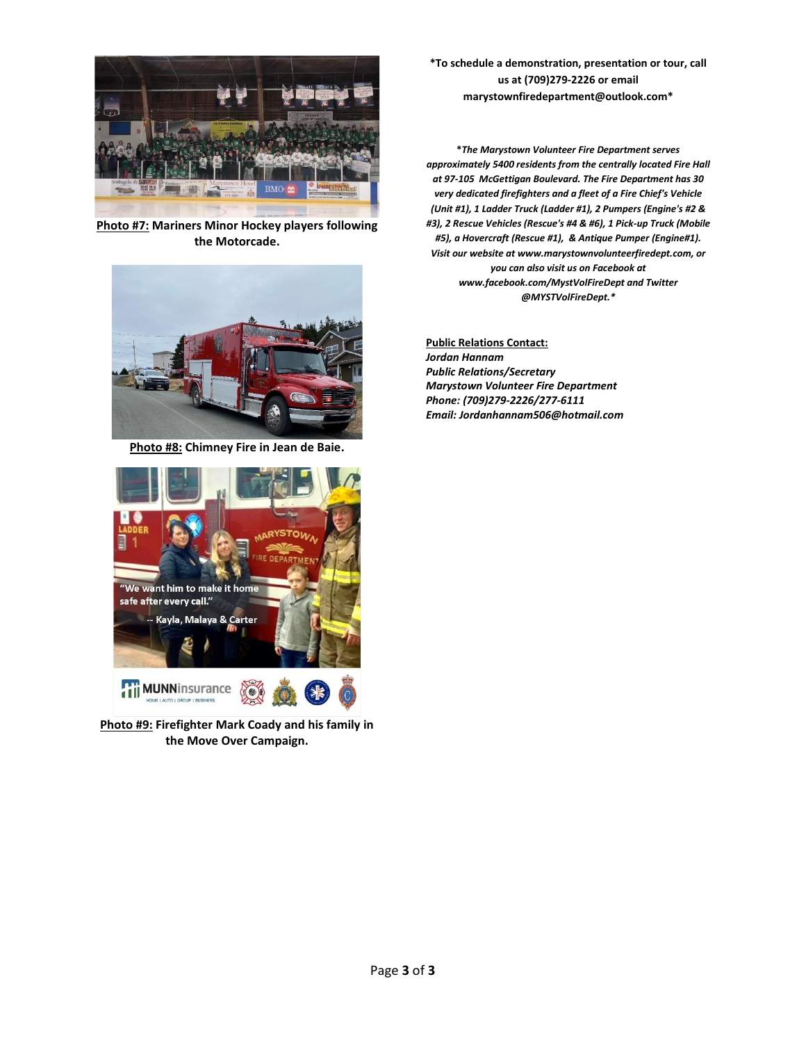**Photo #7:** **Mariners Minor Hockey players following the Motorcade.**

**Photo #8:** **Chimney Fire in Jean de Baie.**

**Photo #9:** **Firefighter Mark Coady and his family in the Move Over Campaign.**

**\*To schedule a demonstration, presentation or tour, call us at (709)279-2226 or email marystownfiredepartment@outlook.com\***

***The Marystown Volunteer Fire Department serves approximately 5400 residents from the centrally located Fire Hall at 97-105 McGettigan Boulevard. The Fire Department has 30 very dedicated firefighters and a fleet of a Fire Chief's Vehicle (Unit #1), 1 Ladder Truck (Ladder #1), 2 Pumpers (Engine's #2 & #3), 2 Rescue Vehicles (Rescue's #4 & #6), 1 Pick-up Truck (Mobile #5), a Hovercraft (Rescue #1), & Antique Pumper (Engine#1). Visit our website at www.marystownvolunteerfiredept.com, or you can also visit us on Facebook at www.facebook.com/MystVolFireDept and Twitter @MYSTVolFireDept.****

**Public Relations Contact:**
***Jordan Hannam***
***Public Relations/Secretary***
***Marystown Volunteer Fire Department***
***Phone: (709)279-2226/277-6111***
***Email: Jordanhannam506@hotmail.com***